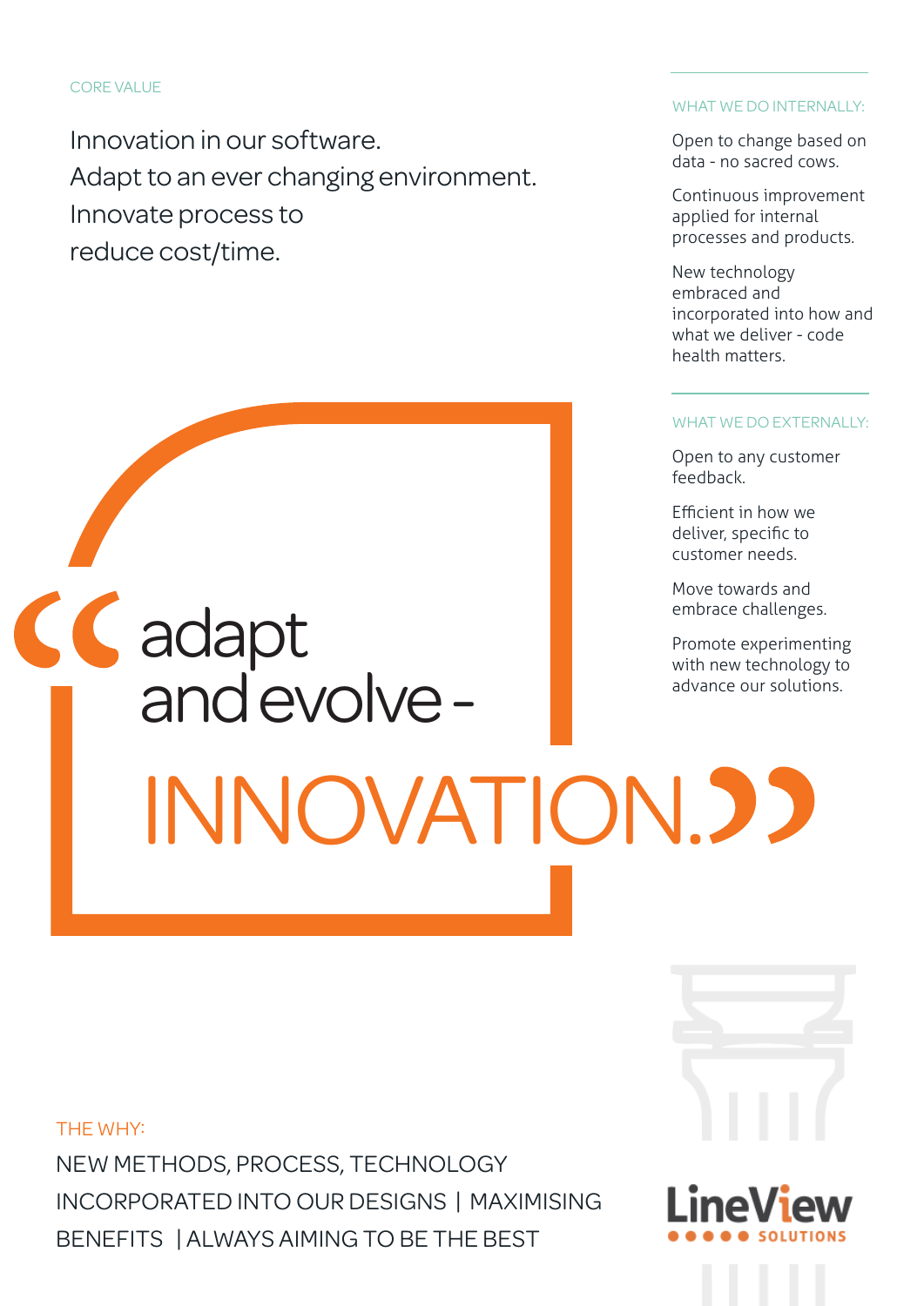CORE VALUE

## Innovation in our software. Adapt to an ever changing environment. Innovate process to reduce cost/time.

"adapt and evolve - INNOVATION."

WHAT WE DO INTERNALLY:

Open to change based on data - no sacred cows.

Continuous improvement applied for internal processes and products.

New technology embraced and incorporated into how and what we deliver - code health matters.

WHAT WE DO EXTERNALLY:

Open to any customer feedback.

Efficient in how we deliver, specific to customer needs.

Move towards and embrace challenges.

Promote experimenting with new technology to advance our solutions.

THE WHY:

NEW METHODS, PROCESS, TECHNOLOGY INCORPORATED INTO OUR DESIGNS | MAXIMISING BENEFITS | ALWAYS AIMING TO BE THE BEST

LineView SOLUTIONS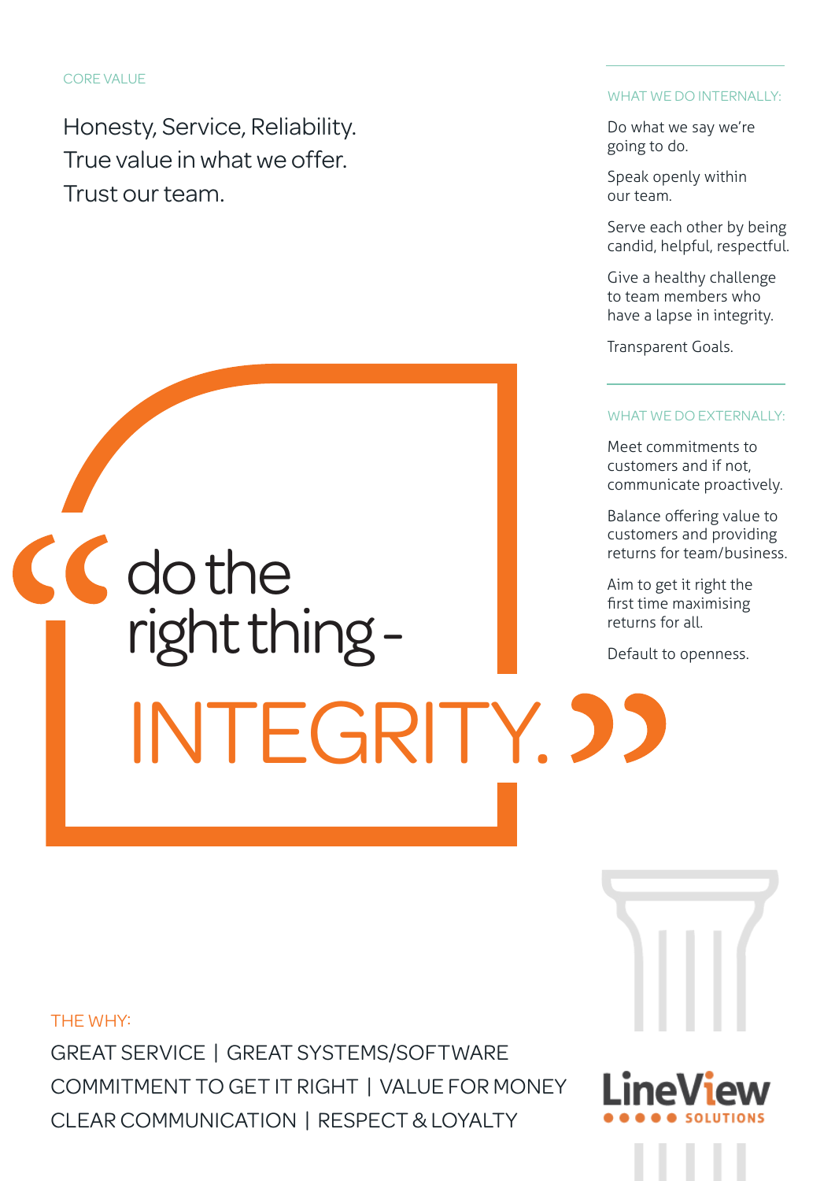CORE VALUE

Honesty, Service, Reliability.
True value in what we offer.
Trust our team.

WHAT WE DO INTERNALLY:

Do what we say we're going to do.

Speak openly within our team.

Serve each other by being candid, helpful, respectful.

Give a healthy challenge to team members who have a lapse in integrity.

Transparent Goals.

WHAT WE DO EXTERNALLY:

Meet commitments to customers and if not, communicate proactively.

Balance offering value to customers and providing returns for team/business.

Aim to get it right the first time maximising returns for all.

Default to openness.

# "do the right thing - INTEGRITY."

THE WHY:

GREAT SERVICE | GREAT SYSTEMS/SOFTWARE
COMMITMENT TO GET IT RIGHT | VALUE FOR MONEY
CLEAR COMMUNICATION | RESPECT & LOYALTY

LineView SOLUTIONS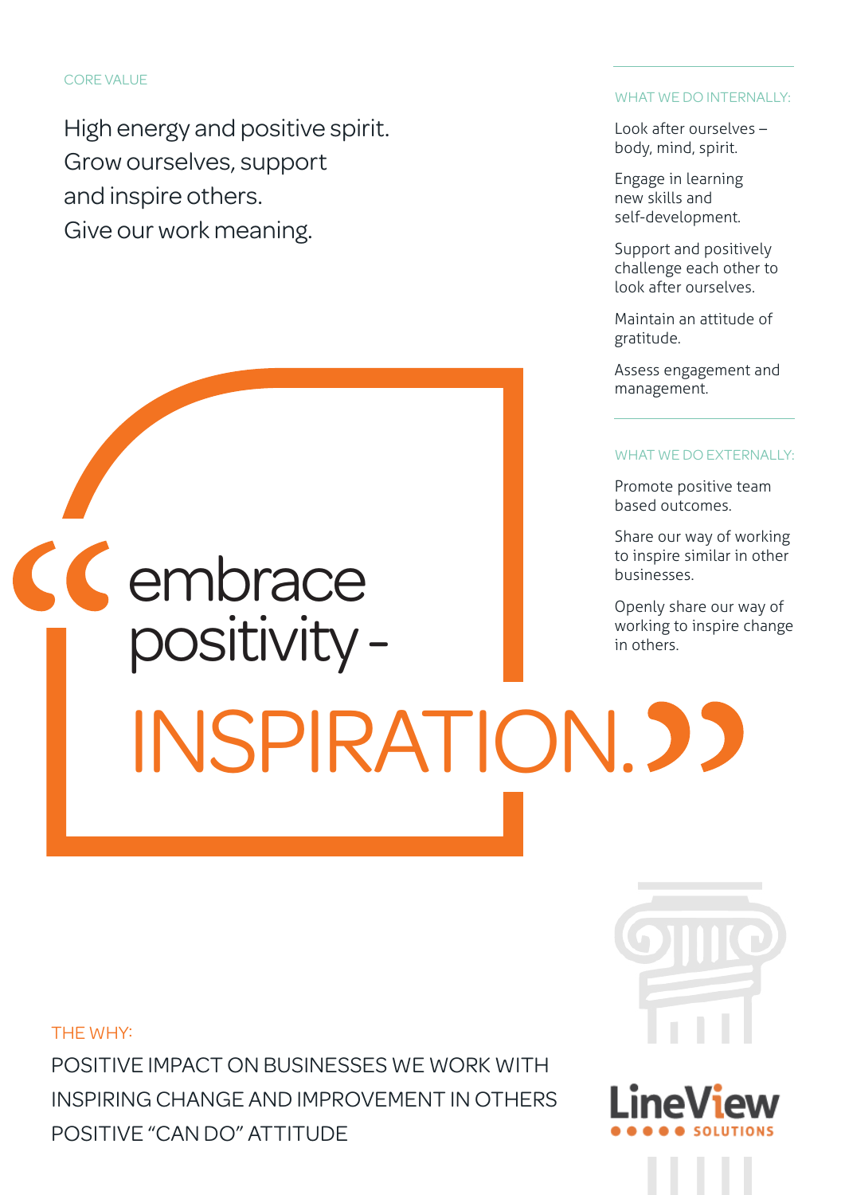CORE VALUE

## High energy and positive spirit. Grow ourselves, support and inspire others. Give our work meaning.

"embrace positivity - INSPIRATION."

### WHAT WE DO INTERNALLY:

Look after ourselves – body, mind, spirit.

Engage in learning new skills and self-development.

Support and positively challenge each other to look after ourselves.

Maintain an attitude of gratitude.

Assess engagement and management.

### WHAT WE DO EXTERNALLY:

Promote positive team based outcomes.

Share our way of working to inspire similar in other businesses.

Openly share our way of working to inspire change in others.

### THE WHY:

POSITIVE IMPACT ON BUSINESSES WE WORK WITH
INSPIRING CHANGE AND IMPROVEMENT IN OTHERS
POSITIVE "CAN DO" ATTITUDE

LineView SOLUTIONS